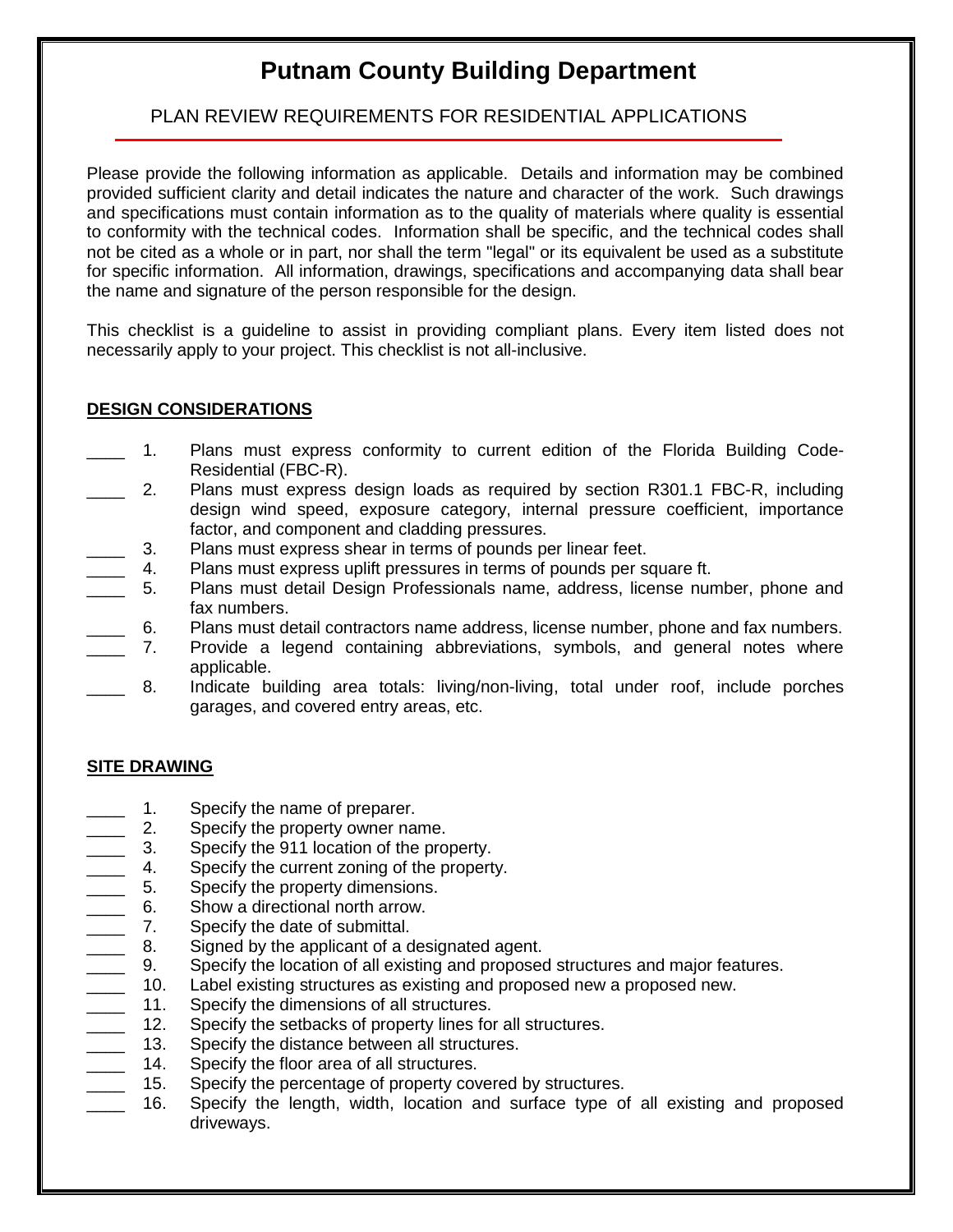# Putnam County Building Department

## PLAN REVIEW REQUIREMENTS FOR RESIDENTIAL APPLICATIONS

Please provide the following information as applicable. Details and information may be combined provided sufficient clarity and detail indicates the nature and character of the work. Such drawings and specifications must contain information as to the quality of materials where quality is essential to conformity with the technical codes. Information shall be specific, and the technical codes shall not be cited as a whole or in part, nor shall the term "legal" or its equivalent be used as a substitute for specific information. All information, drawings, specifications and accompanying data shall bear the name and signature of the person responsible for the design.

This checklist is a guideline to assist in providing compliant plans. Every item listed does not necessarily apply to your project. This checklist is not all-inclusive.

### DESIGN CONSIDERATIONS

____ 1. Plans must express conformity to current edition of the Florida Building Code-Residential (FBC-R).

____ 2. Plans must express design loads as required by section R301.1 FBC-R, including design wind speed, exposure category, internal pressure coefficient, importance factor, and component and cladding pressures.

____ 3. Plans must express shear in terms of pounds per linear feet.

____ 4. Plans must express uplift pressures in terms of pounds per square ft.

____ 5. Plans must detail Design Professionals name, address, license number, phone and fax numbers.

____ 6. Plans must detail contractors name address, license number, phone and fax numbers.

____ 7. Provide a legend containing abbreviations, symbols, and general notes where applicable.

____ 8. Indicate building area totals: living/non-living, total under roof, include porches garages, and covered entry areas, etc.

### SITE DRAWING

____ 1. Specify the name of preparer.

____ 2. Specify the property owner name.

____ 3. Specify the 911 location of the property.

____ 4. Specify the current zoning of the property.

____ 5. Specify the property dimensions.

____ 6. Show a directional north arrow.

____ 7. Specify the date of submittal.

____ 8. Signed by the applicant of a designated agent.

____ 9. Specify the location of all existing and proposed structures and major features.

____ 10. Label existing structures as existing and proposed new a proposed new.

____ 11. Specify the dimensions of all structures.

____ 12. Specify the setbacks of property lines for all structures.

____ 13. Specify the distance between all structures.

____ 14. Specify the floor area of all structures.

____ 15. Specify the percentage of property covered by structures.

____ 16. Specify the length, width, location and surface type of all existing and proposed driveways.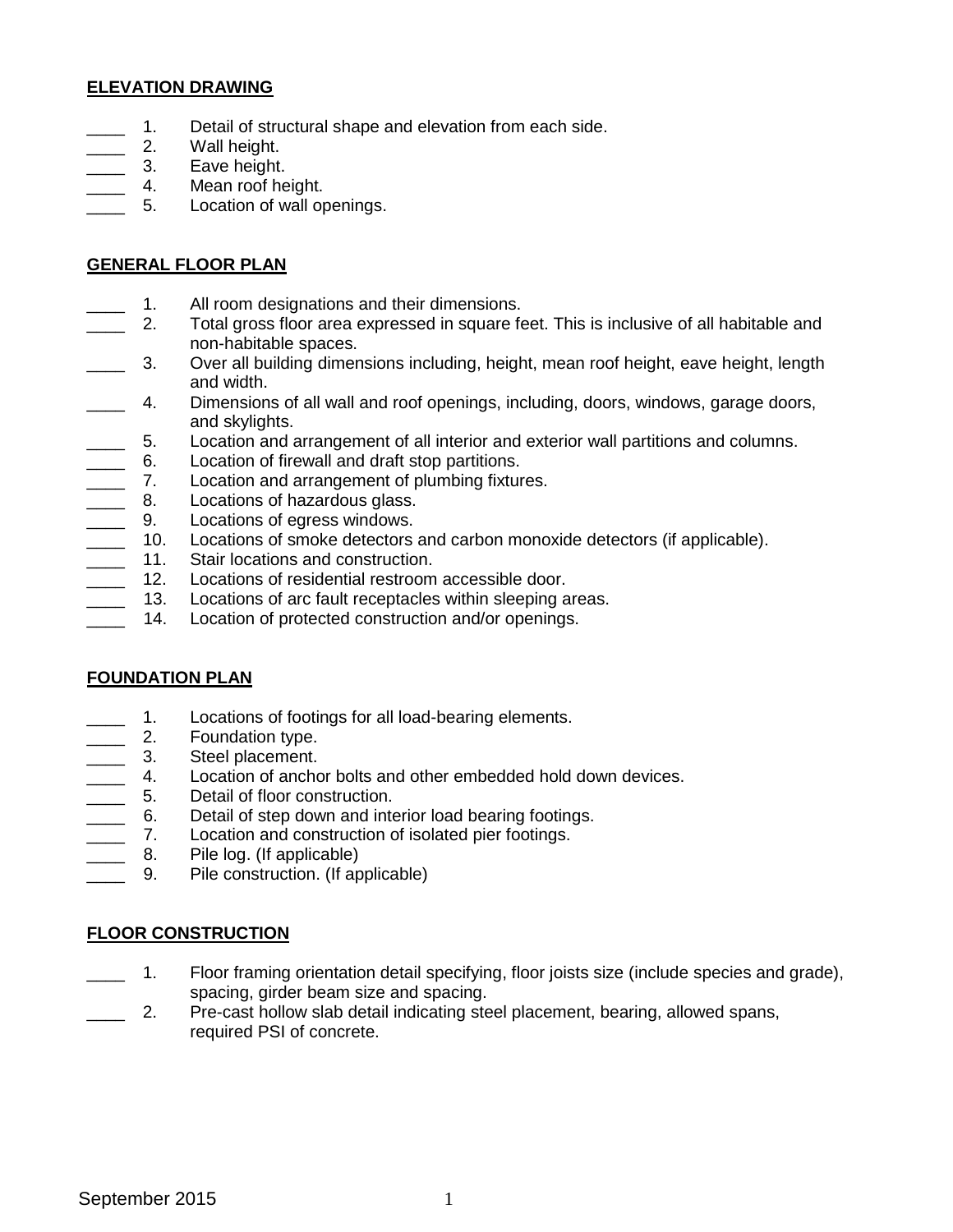**ELEVATION DRAWING**

____ 1. Detail of structural shape and elevation from each side.
____ 2. Wall height.
____ 3. Eave height.
____ 4. Mean roof height.
____ 5. Location of wall openings.

**GENERAL FLOOR PLAN**

____ 1. All room designations and their dimensions.
____ 2. Total gross floor area expressed in square feet. This is inclusive of all habitable and non-habitable spaces.
____ 3. Over all building dimensions including, height, mean roof height, eave height, length and width.
____ 4. Dimensions of all wall and roof openings, including, doors, windows, garage doors, and skylights.
____ 5. Location and arrangement of all interior and exterior wall partitions and columns.
____ 6. Location of firewall and draft stop partitions.
____ 7. Location and arrangement of plumbing fixtures.
____ 8. Locations of hazardous glass.
____ 9. Locations of egress windows.
____ 10. Locations of smoke detectors and carbon monoxide detectors (if applicable).
____ 11. Stair locations and construction.
____ 12. Locations of residential restroom accessible door.
____ 13. Locations of arc fault receptacles within sleeping areas.
____ 14. Location of protected construction and/or openings.

**FOUNDATION PLAN**

____ 1. Locations of footings for all load-bearing elements.
____ 2. Foundation type.
____ 3. Steel placement.
____ 4. Location of anchor bolts and other embedded hold down devices.
____ 5. Detail of floor construction.
____ 6. Detail of step down and interior load bearing footings.
____ 7. Location and construction of isolated pier footings.
____ 8. Pile log. (If applicable)
____ 9. Pile construction. (If applicable)

**FLOOR CONSTRUCTION**

____ 1. Floor framing orientation detail specifying, floor joists size (include species and grade), spacing, girder beam size and spacing.
____ 2. Pre-cast hollow slab detail indicating steel placement, bearing, allowed spans, required PSI of concrete.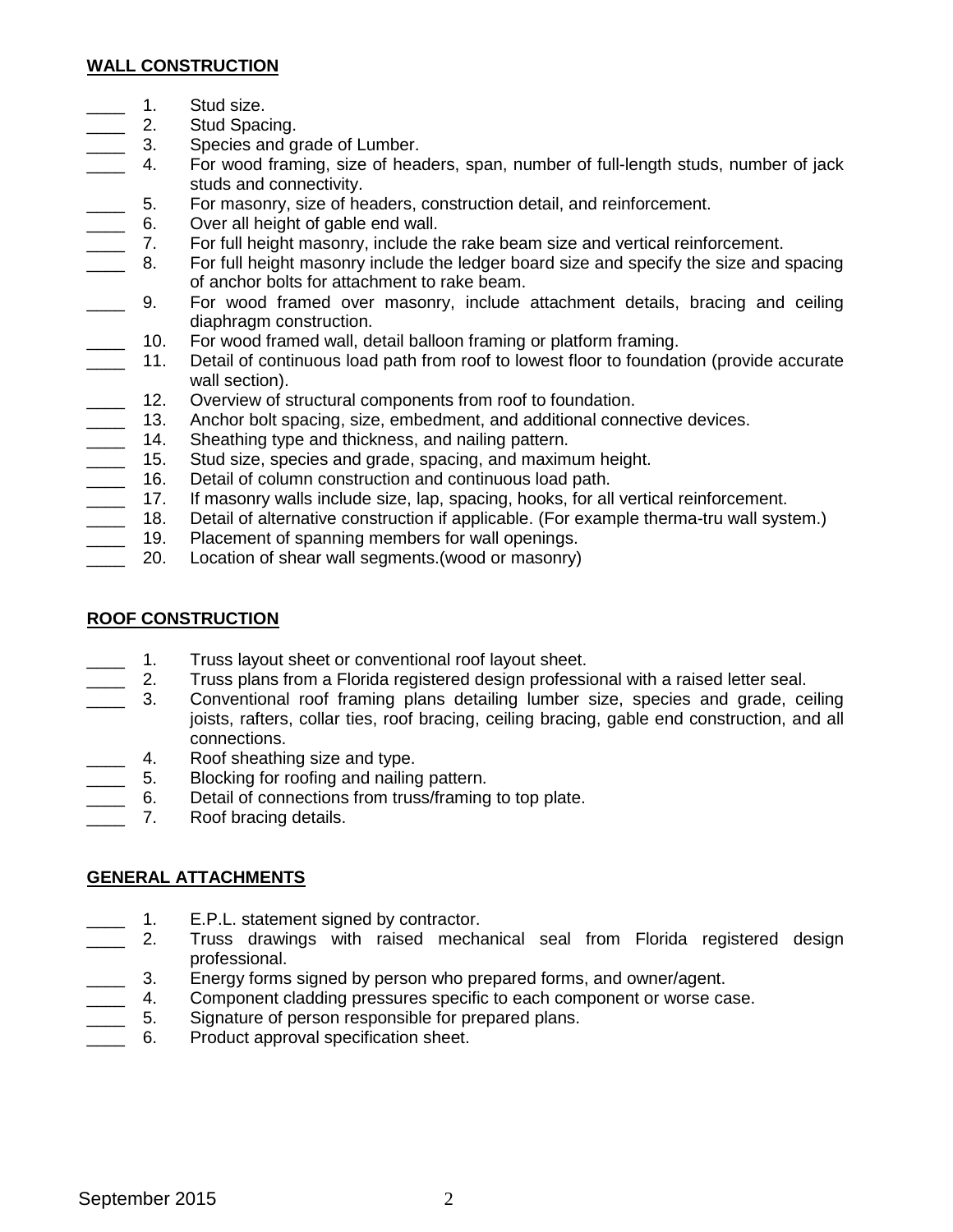## WALL CONSTRUCTION

____ 1. Stud size.
____ 2. Stud Spacing.
____ 3. Species and grade of Lumber.
____ 4. For wood framing, size of headers, span, number of full-length studs, number of jack studs and connectivity.
____ 5. For masonry, size of headers, construction detail, and reinforcement.
____ 6. Over all height of gable end wall.
____ 7. For full height masonry, include the rake beam size and vertical reinforcement.
____ 8. For full height masonry include the ledger board size and specify the size and spacing of anchor bolts for attachment to rake beam.
____ 9. For wood framed over masonry, include attachment details, bracing and ceiling diaphragm construction.
____ 10. For wood framed wall, detail balloon framing or platform framing.
____ 11. Detail of continuous load path from roof to lowest floor to foundation (provide accurate wall section).
____ 12. Overview of structural components from roof to foundation.
____ 13. Anchor bolt spacing, size, embedment, and additional connective devices.
____ 14. Sheathing type and thickness, and nailing pattern.
____ 15. Stud size, species and grade, spacing, and maximum height.
____ 16. Detail of column construction and continuous load path.
____ 17. If masonry walls include size, lap, spacing, hooks, for all vertical reinforcement.
____ 18. Detail of alternative construction if applicable. (For example therma-tru wall system.)
____ 19. Placement of spanning members for wall openings.
____ 20. Location of shear wall segments.(wood or masonry)

## ROOF CONSTRUCTION

____ 1. Truss layout sheet or conventional roof layout sheet.
____ 2. Truss plans from a Florida registered design professional with a raised letter seal.
____ 3. Conventional roof framing plans detailing lumber size, species and grade, ceiling joists, rafters, collar ties, roof bracing, ceiling bracing, gable end construction, and all connections.
____ 4. Roof sheathing size and type.
____ 5. Blocking for roofing and nailing pattern.
____ 6. Detail of connections from truss/framing to top plate.
____ 7. Roof bracing details.

## GENERAL ATTACHMENTS

____ 1. E.P.L. statement signed by contractor.
____ 2. Truss drawings with raised mechanical seal from Florida registered design professional.
____ 3. Energy forms signed by person who prepared forms, and owner/agent.
____ 4. Component cladding pressures specific to each component or worse case.
____ 5. Signature of person responsible for prepared plans.
____ 6. Product approval specification sheet.